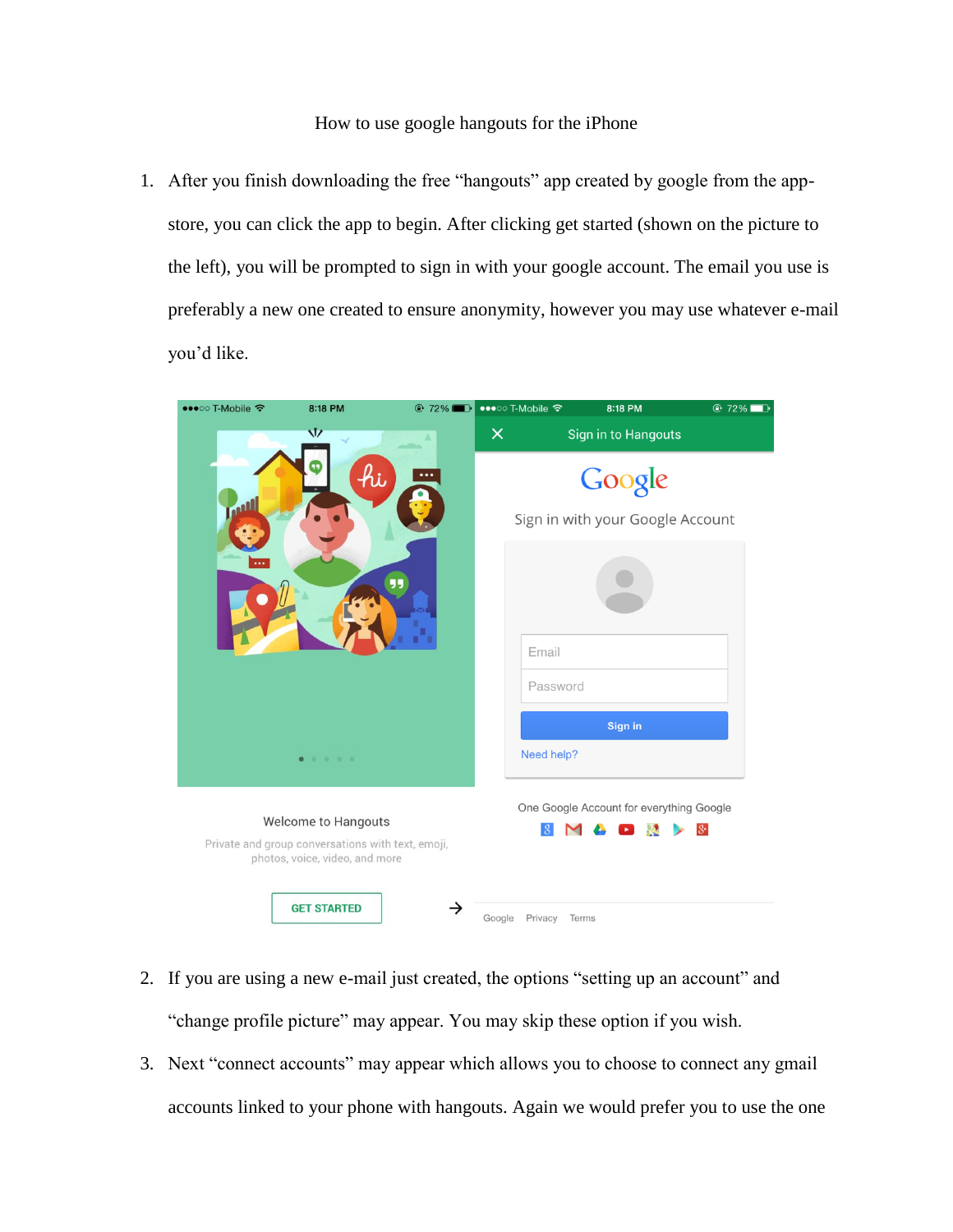How to use google hangouts for the iPhone

1. After you finish downloading the free “hangouts” app created by google from the app-store, you can click the app to begin. After clicking get started (shown on the picture to the left), you will be prompted to sign in with your google account. The email you use is preferably a new one created to ensure anonymity, however you may use whatever e-mail you’d like.

2. If you are using a new e-mail just created, the options “setting up an account” and “change profile picture” may appear. You may skip these option if you wish.

3. Next “connect accounts” may appear which allows you to choose to connect any gmail accounts linked to your phone with hangouts. Again we would prefer you to use the one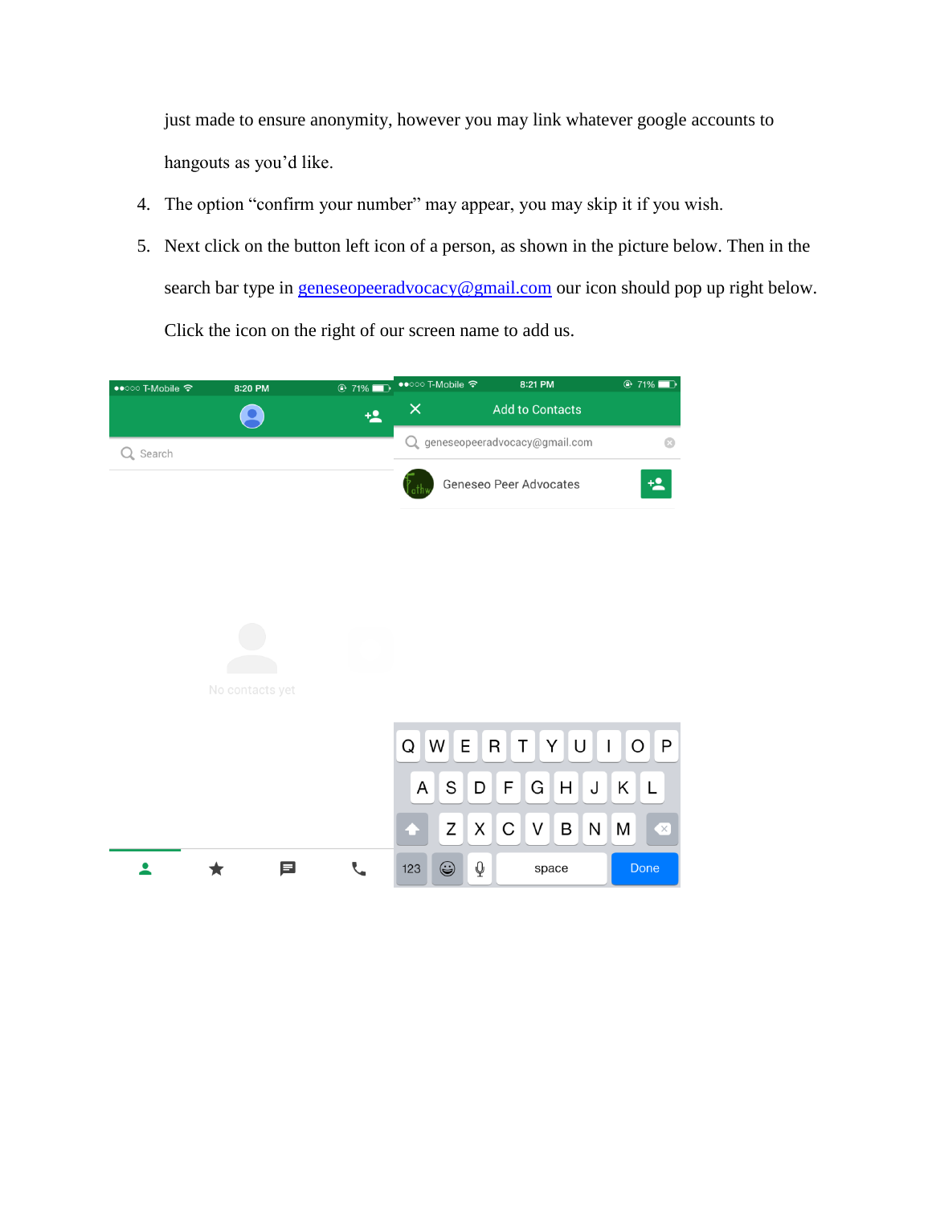just made to ensure anonymity, however you may link whatever google accounts to hangouts as you'd like.

4. The option "confirm your number" may appear, you may skip it if you wish.
5. Next click on the button left icon of a person, as shown in the picture below. Then in the search bar type in geneseopeeradvocacy@gmail.com our icon should pop up right below. Click the icon on the right of our screen name to add us.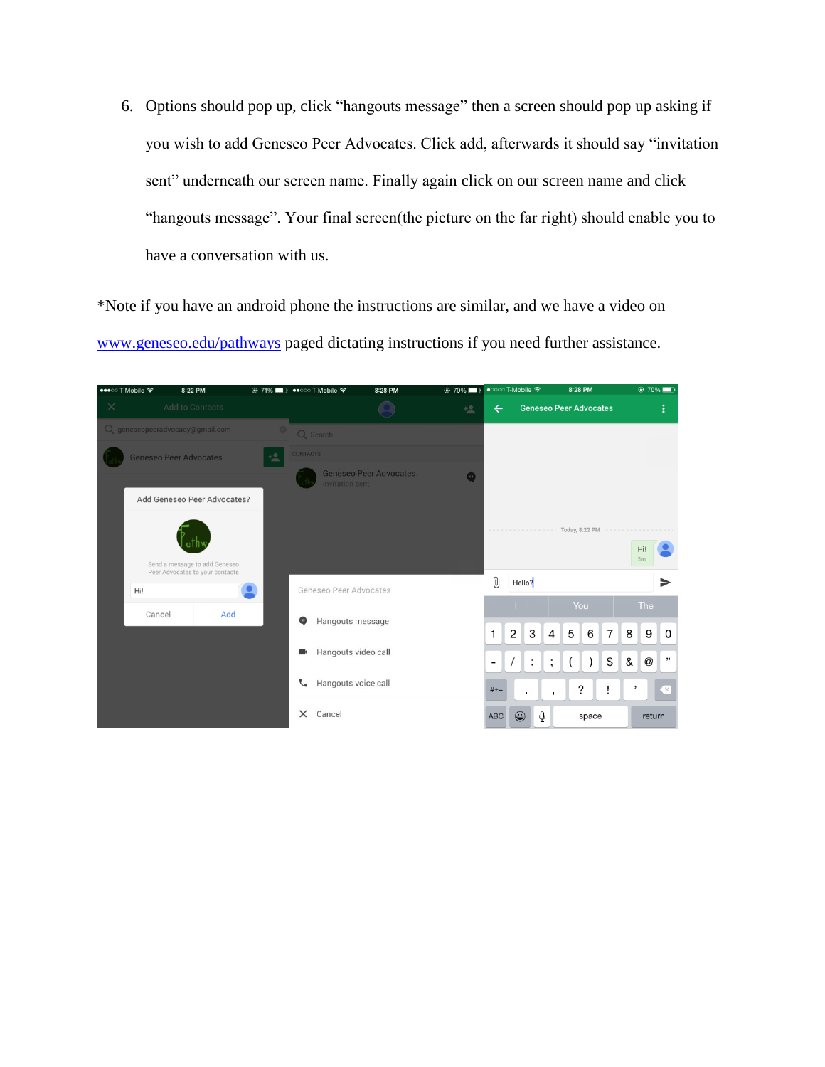6. Options should pop up, click "hangouts message" then a screen should pop up asking if you wish to add Geneseo Peer Advocates. Click add, afterwards it should say "invitation sent" underneath our screen name. Finally again click on our screen name and click "hangouts message". Your final screen(the picture on the far right) should enable you to have a conversation with us.

*Note if you have an android phone the instructions are similar, and we have a video on [www.geneseo.edu/pathways](http://www.geneseo.edu/pathways) paged dictating instructions if you need further assistance.